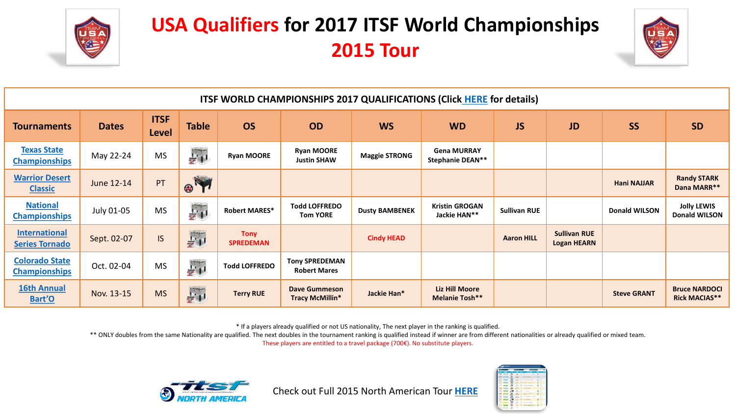# USA Qualifiers for 2017 ITSF World Championships
## 2015 Tour

| ITSF WORLD CHAMPIONSHIPS 2017 QUALIFICATIONS (Click HERE for details) | | | | | | | | | | | | |
|---|---|---|---|---|---|---|---|---|---|---|---|---|
| Tournaments | Dates | ITSF Level | Table | OS | OD | WS | WD | JS | JD | SS | SD |
| Texas State Championships | May 22-24 | MS | | Ryan MOORE | Ryan MOORE<br>Justin SHAW | Maggie STRONG | Gena MURRAY<br>Stephanie DEAN** | | | | |
| Warrior Desert Classic | June 12-14 | PT | | | | | | | | Hani NAJJAR | Randy STARK<br>Dana MARR** |
| National Championships | July 01-05 | MS | | Robert MARES* | Todd LOFFREDO<br>Tom YORE | Dusty BAMBENEK | Kristin GROGAN<br>Jackie HAN** | Sullivan RUE | | Donald WILSON | Jolly LEWIS<br>Donald WILSON |
| International Series Tornado | Sept. 02-07 | IS | | Tony SPREDEMAN | | Cindy HEAD | | Aaron HILL | Sullivan RUE<br>Logan HEARN | | |
| Colorado State Championships | Oct. 02-04 | MS | | Todd LOFFREDO | Tony SPREDEMAN<br>Robert Mares | | | | | | |
| 16th Annual Bart'O | Nov. 13-15 | MS | | Terry RUE | Dave Gummeson<br>Tracy McMillin* | Jackie Han* | Liz Hill Moore<br>Melanie Tosh** | | | Steve GRANT | Bruce NARDOCI<br>Rick MACIAS** |

\* If a players already qualified or not US nationality, The next player in the ranking is qualified.

** ONLY doubles from the same Nationality are qualified. The next doubles in the tournament ranking is qualified instead if winner are from different nationalities or already qualified or mixed team.

These players are entitled to a travel package (700€). No substitute players.

Check out Full 2015 North American Tour HERE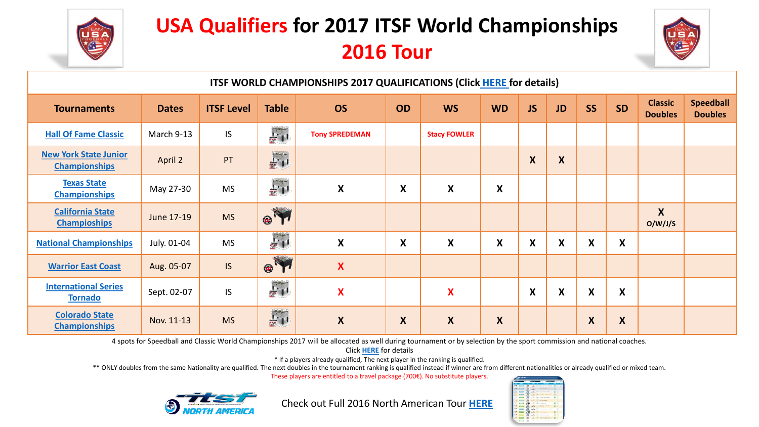# USA Qualifiers for 2017 ITSF World Championships

## 2016 Tour

| ITSF WORLD CHAMPIONSHIPS 2017 QUALIFICATIONS (Click HERE for details) | | | | | | | | | | | | | |
|---|---|---|---|---|---|---|---|---|---|---|---|---|---|
| **Tournaments** | **Dates** | **ITSF Level** | **Table** | **OS** | **OD** | **WS** | **WD** | **JS** | **JD** | **SS** | **SD** | **Classic Doubles** | **Speedball Doubles** |
| Hall Of Fame Classic | March 9-13 | IS | | Tony SPREDEMAN | | Stacy FOWLER | | | | | | | |
| New York State Junior Championships | April 2 | PT | | | | | | X | X | | | | |
| Texas State Championships | May 27-30 | MS | | X | X | X | X | | | | | | |
| California State Champioships | June 17-19 | MS | | | | | | | | | | X O/W/J/S | |
| National Championships | July. 01-04 | MS | | X | X | X | X | X | X | X | X | | |
| Warrior East Coast | Aug. 05-07 | IS | | X | | | | | | | | | |
| International Series Tornado | Sept. 02-07 | IS | | X | | X | | X | X | X | X | | |
| Colorado State Championships | Nov. 11-13 | MS | | X | X | X | X | | | X | X | | |

4 spots for Speedball and Classic World Championships 2017 will be allocated as well during tournament or by selection by the sport commission and national coaches.

Click HERE for details

* If a players already qualified, The next player in the ranking is qualified.

** ONLY doubles from the same Nationality are qualified. The next doubles in the tournament ranking is qualified instead if winner are from different nationalities or already qualified or mixed team.

These players are entitled to a travel package (700€). No substitute players.

Check out Full 2016 North American Tour HERE